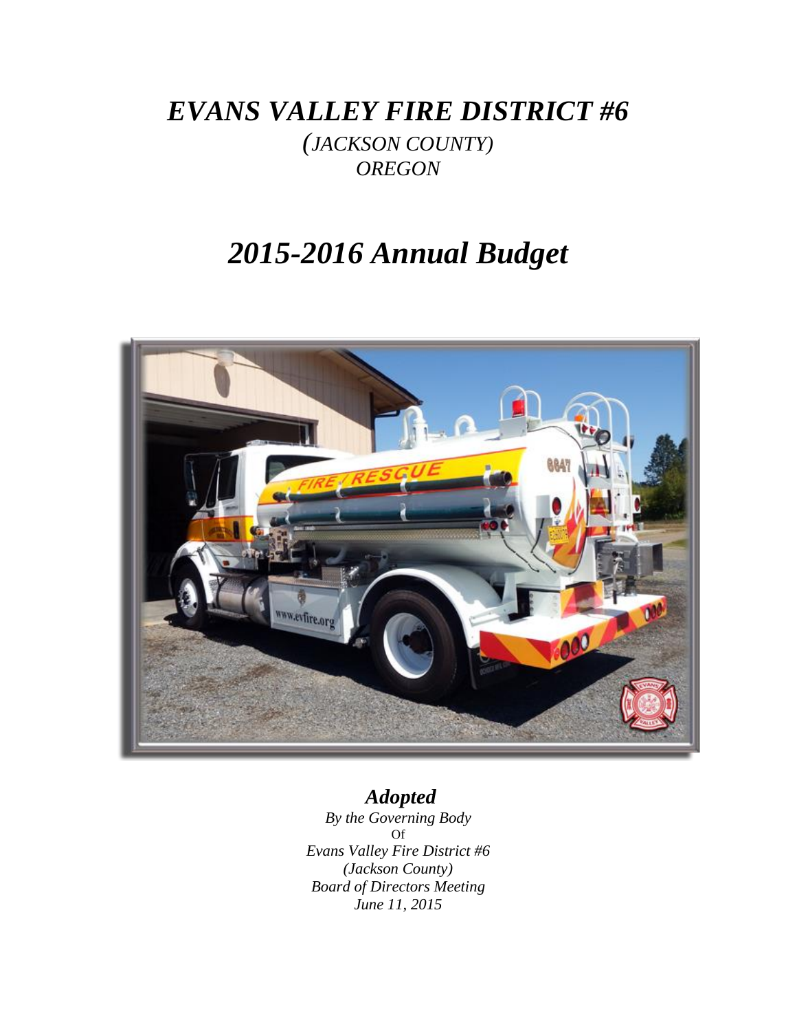# *EVANS VALLEY FIRE DISTRICT #6*

*(JACKSON COUNTY)*
*OREGON*

# *2015-2016 Annual Budget*

## *Adopted*

*By the Governing Body*
Of
*Evans Valley Fire District #6*
*(Jackson County)*
*Board of Directors Meeting*
*June 11, 2015*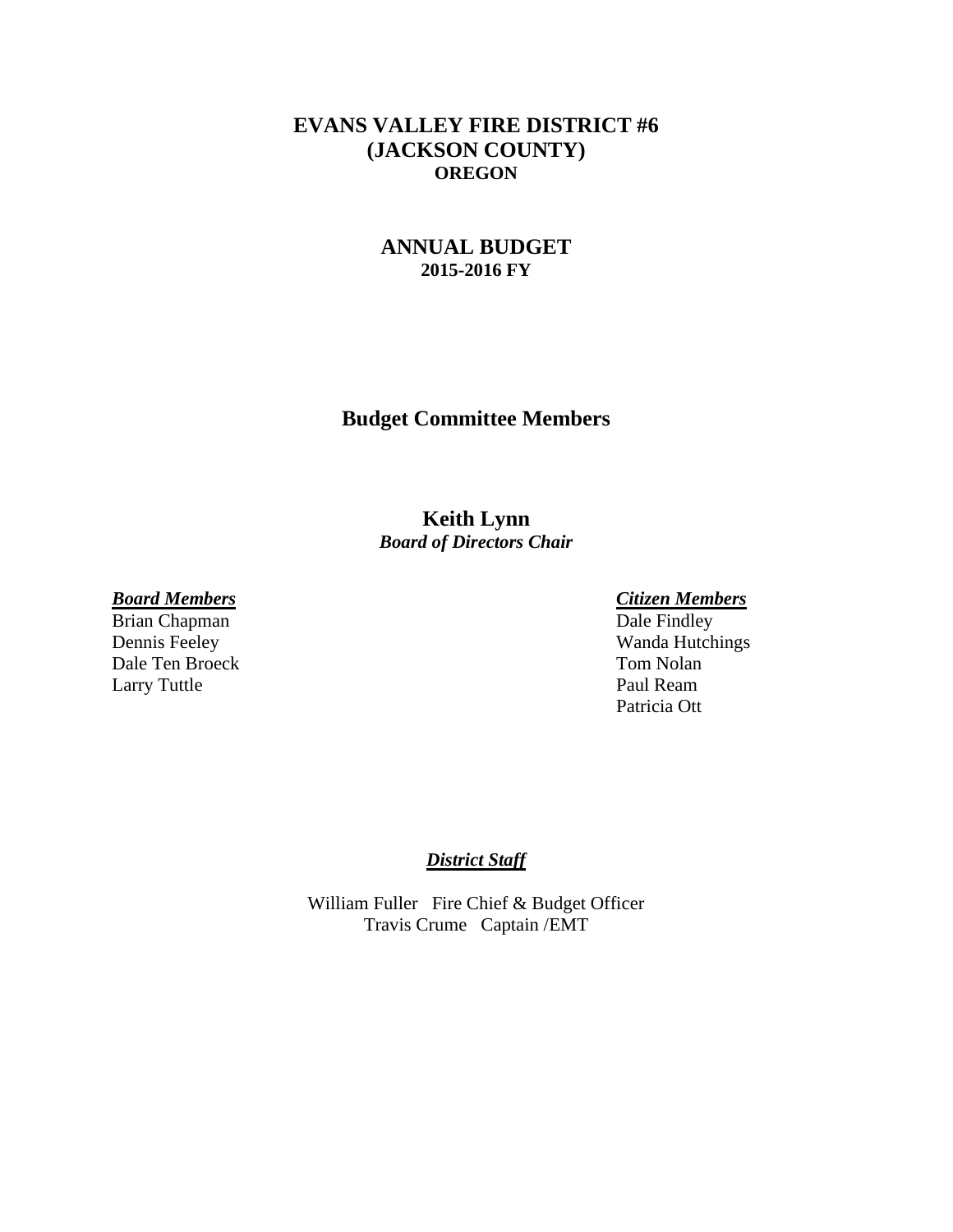# EVANS VALLEY FIRE DISTRICT #6
# (JACKSON COUNTY)
## OREGON

# ANNUAL BUDGET
## 2015-2016 FY

## Budget Committee Members

**Keith Lynn**
***Board of Directors Chair***

***Board Members***

Brian Chapman
Dennis Feeley
Dale Ten Broeck
Larry Tuttle

***Citizen Members***

Dale Findley
Wanda Hutchings
Tom Nolan
Paul Ream
Patricia Ott

***District Staff***

William Fuller Fire Chief & Budget Officer
Travis Crume Captain /EMT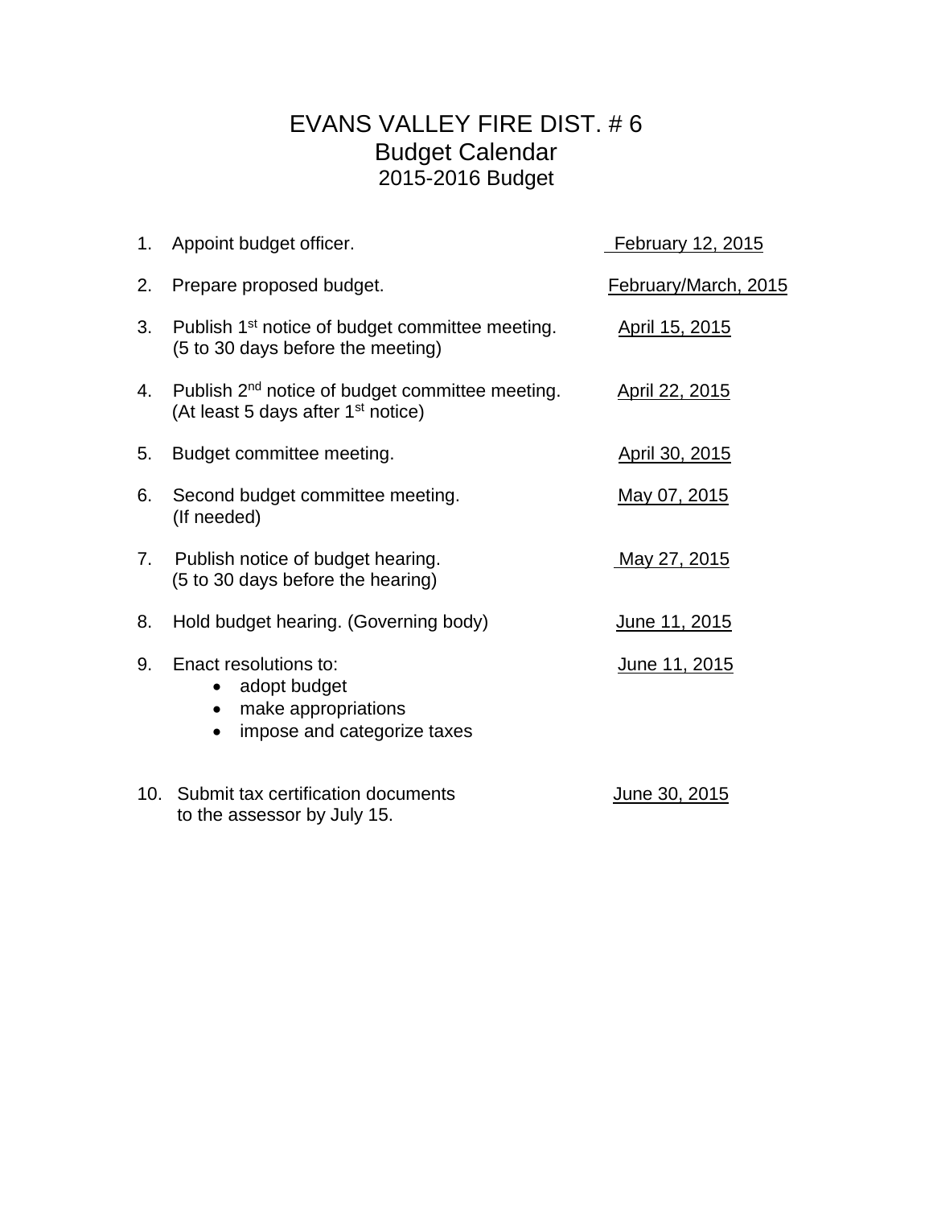# EVANS VALLEY FIRE DIST. # 6
## Budget Calendar
### 2015-2016 Budget

| | | |
|---|---|---|
| 1. | Appoint budget officer. | February 12, 2015 |
| 2. | Prepare proposed budget. | February/March, 2015 |
| 3. | Publish 1st notice of budget committee meeting. (5 to 30 days before the meeting) | April 15, 2015 |
| 4. | Publish 2nd notice of budget committee meeting. (At least 5 days after 1st notice) | April 22, 2015 |
| 5. | Budget committee meeting. | April 30, 2015 |
| 6. | Second budget committee meeting. (If needed) | May 07, 2015 |
| 7. | Publish notice of budget hearing. (5 to 30 days before the hearing) | May 27, 2015 |
| 8. | Hold budget hearing. (Governing body) | June 11, 2015 |
| 9. | Enact resolutions to: adopt budget; make appropriations; impose and categorize taxes | June 11, 2015 |
| 10. | Submit tax certification documents to the assessor by July 15. | June 30, 2015 |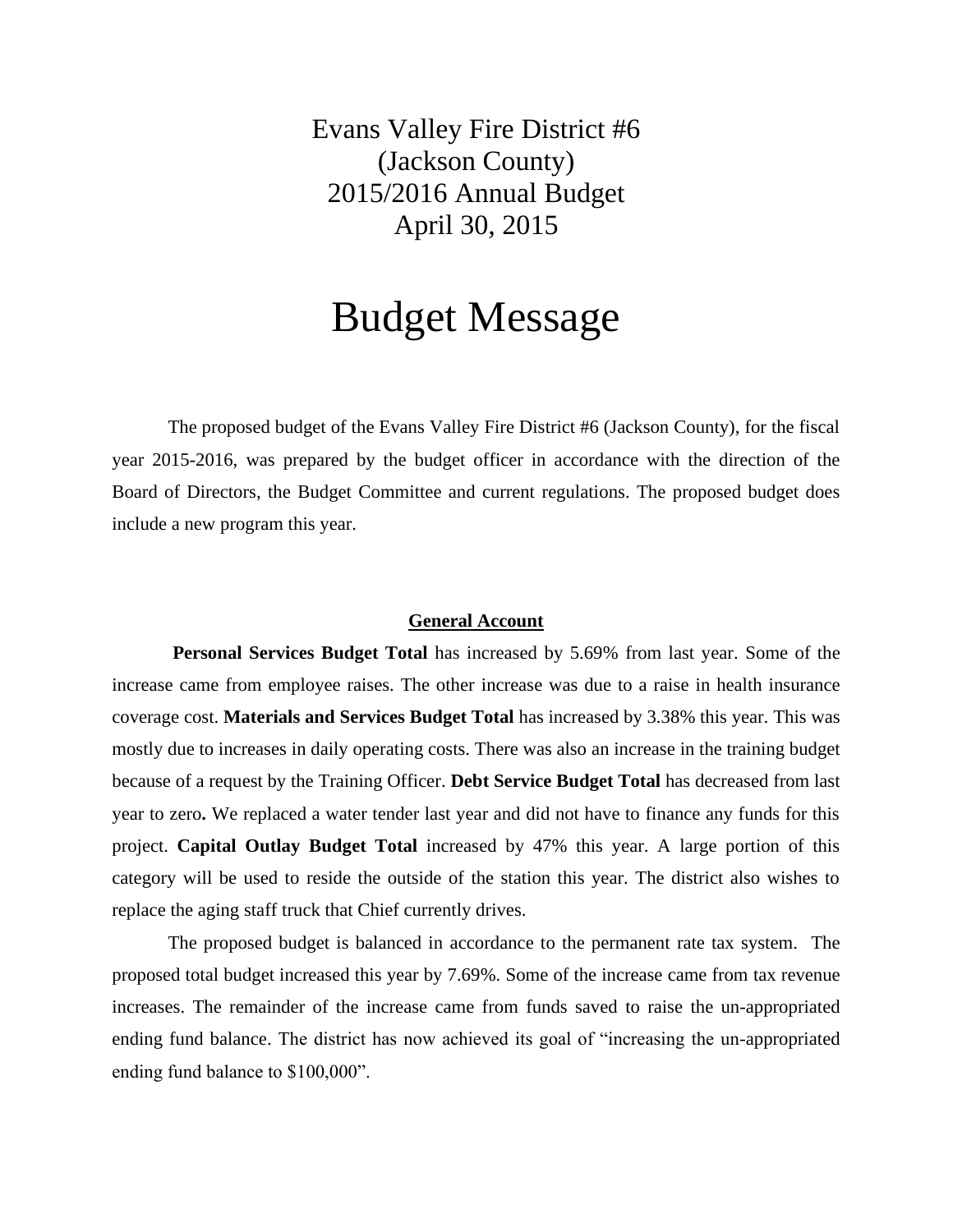# Evans Valley Fire District #6
# (Jackson County)
# 2015/2016 Annual Budget
# April 30, 2015

# Budget Message

The proposed budget of the Evans Valley Fire District #6 (Jackson County), for the fiscal year 2015-2016, was prepared by the budget officer in accordance with the direction of the Board of Directors, the Budget Committee and current regulations. The proposed budget does include a new program this year.

## General Account

**Personal Services Budget Total** has increased by 5.69% from last year. Some of the increase came from employee raises. The other increase was due to a raise in health insurance coverage cost. **Materials and Services Budget Total** has increased by 3.38% this year. This was mostly due to increases in daily operating costs. There was also an increase in the training budget because of a request by the Training Officer. **Debt Service Budget Total** has decreased from last year to zero**.** We replaced a water tender last year and did not have to finance any funds for this project. **Capital Outlay Budget Total** increased by 47% this year. A large portion of this category will be used to reside the outside of the station this year. The district also wishes to replace the aging staff truck that Chief currently drives.

The proposed budget is balanced in accordance to the permanent rate tax system. The proposed total budget increased this year by 7.69%. Some of the increase came from tax revenue increases. The remainder of the increase came from funds saved to raise the un-appropriated ending fund balance. The district has now achieved its goal of "increasing the un-appropriated ending fund balance to $100,000".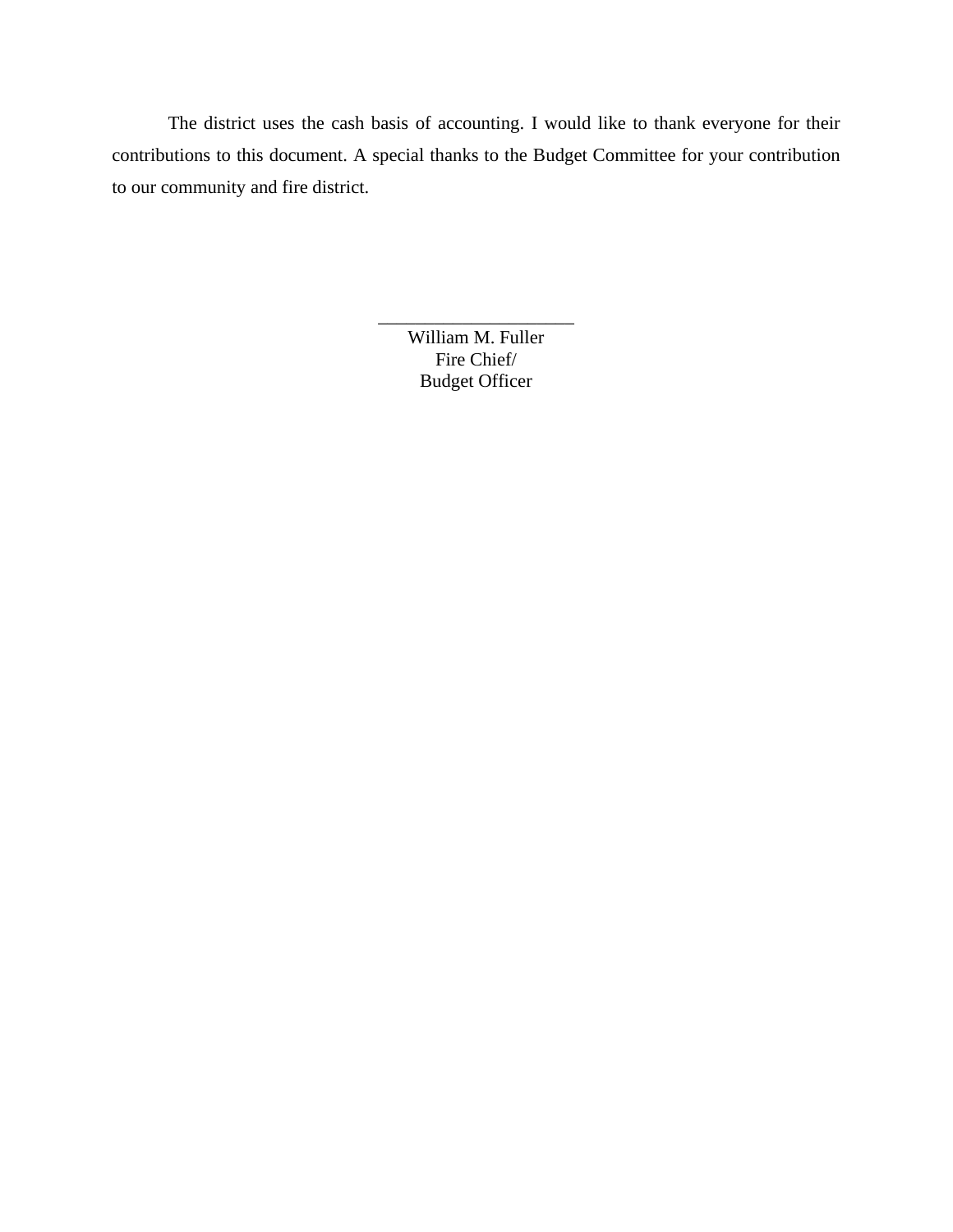The district uses the cash basis of accounting. I would like to thank everyone for their contributions to this document. A special thanks to the Budget Committee for your contribution to our community and fire district.

\_\_\_\_\_\_\_\_\_\_\_\_\_\_\_\_\_\_\_\_\_\_

William M. Fuller
Fire Chief/
Budget Officer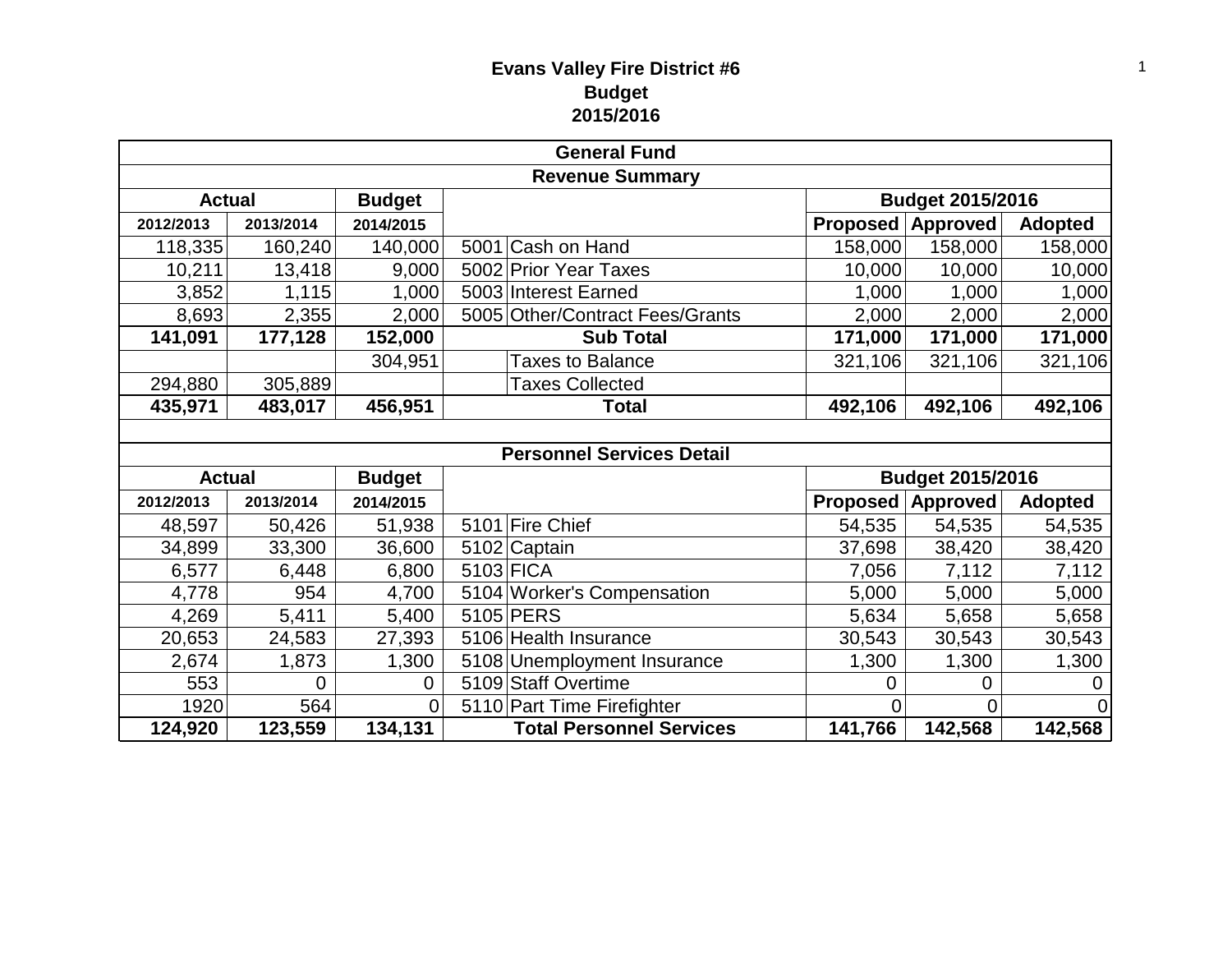**Evans Valley Fire District #6**
**Budget**
**2015/2016**

| General Fund | | | | | | | |
|---|---|---|---|---|---|---|---|
| **Revenue Summary** | | | | | | | |
| **Actual** | | **Budget** | | | **Budget 2015/2016** | | |
| **2012/2013** | **2013/2014** | **2014/2015** | | | **Proposed** | **Approved** | **Adopted** |
| 118,335 | 160,240 | 140,000 | 5001 | Cash on Hand | 158,000 | 158,000 | 158,000 |
| 10,211 | 13,418 | 9,000 | 5002 | Prior Year Taxes | 10,000 | 10,000 | 10,000 |
| 3,852 | 1,115 | 1,000 | 5003 | Interest Earned | 1,000 | 1,000 | 1,000 |
| 8,693 | 2,355 | 2,000 | 5005 | Other/Contract Fees/Grants | 2,000 | 2,000 | 2,000 |
| **141,091** | **177,128** | **152,000** | | **Sub Total** | **171,000** | **171,000** | **171,000** |
| | | 304,951 | | Taxes to Balance | 321,106 | 321,106 | 321,106 |
| 294,880 | 305,889 | | | Taxes Collected | | | |
| **435,971** | **483,017** | **456,951** | | **Total** | **492,106** | **492,106** | **492,106** |

| Personnel Services Detail | | | | | | | |
|---|---|---|---|---|---|---|---|
| **Actual** | | **Budget** | | | **Budget 2015/2016** | | |
| **2012/2013** | **2013/2014** | **2014/2015** | | | **Proposed** | **Approved** | **Adopted** |
| 48,597 | 50,426 | 51,938 | 5101 | Fire Chief | 54,535 | 54,535 | 54,535 |
| 34,899 | 33,300 | 36,600 | 5102 | Captain | 37,698 | 38,420 | 38,420 |
| 6,577 | 6,448 | 6,800 | 5103 | FICA | 7,056 | 7,112 | 7,112 |
| 4,778 | 954 | 4,700 | 5104 | Worker's Compensation | 5,000 | 5,000 | 5,000 |
| 4,269 | 5,411 | 5,400 | 5105 | PERS | 5,634 | 5,658 | 5,658 |
| 20,653 | 24,583 | 27,393 | 5106 | Health Insurance | 30,543 | 30,543 | 30,543 |
| 2,674 | 1,873 | 1,300 | 5108 | Unemployment Insurance | 1,300 | 1,300 | 1,300 |
| 553 | 0 | 0 | 5109 | Staff Overtime | 0 | 0 | 0 |
| 1920 | 564 | 0 | 5110 | Part Time Firefighter | 0 | 0 | 0 |
| **124,920** | **123,559** | **134,131** | | **Total Personnel Services** | **141,766** | **142,568** | **142,568** |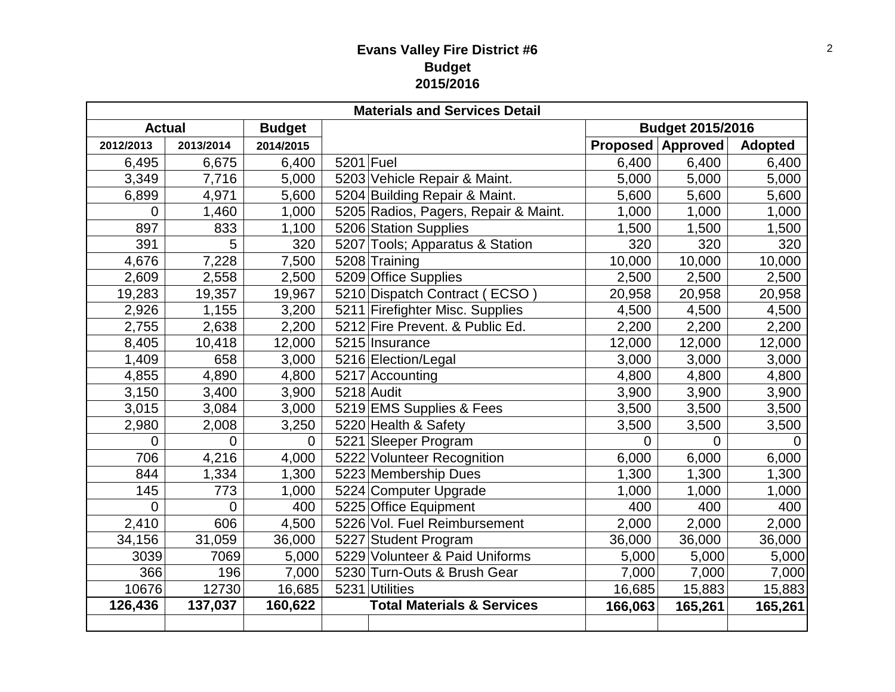**Evans Valley Fire District #6**
**Budget**
**2015/2016**

| Materials and Services Detail | | | | | | | |
|---|---|---|---|---|---|---|---|
| **Actual** | | **Budget** | | | **Budget 2015/2016** | | |
| **2012/2013** | **2013/2014** | **2014/2015** | | | **Proposed** | **Approved** | **Adopted** |
| 6,495 | 6,675 | 6,400 | 5201 | Fuel | 6,400 | 6,400 | 6,400 |
| 3,349 | 7,716 | 5,000 | 5203 | Vehicle Repair & Maint. | 5,000 | 5,000 | 5,000 |
| 6,899 | 4,971 | 5,600 | 5204 | Building Repair & Maint. | 5,600 | 5,600 | 5,600 |
| 0 | 1,460 | 1,000 | 5205 | Radios, Pagers, Repair & Maint. | 1,000 | 1,000 | 1,000 |
| 897 | 833 | 1,100 | 5206 | Station Supplies | 1,500 | 1,500 | 1,500 |
| 391 | 5 | 320 | 5207 | Tools; Apparatus & Station | 320 | 320 | 320 |
| 4,676 | 7,228 | 7,500 | 5208 | Training | 10,000 | 10,000 | 10,000 |
| 2,609 | 2,558 | 2,500 | 5209 | Office Supplies | 2,500 | 2,500 | 2,500 |
| 19,283 | 19,357 | 19,967 | 5210 | Dispatch Contract ( ECSO ) | 20,958 | 20,958 | 20,958 |
| 2,926 | 1,155 | 3,200 | 5211 | Firefighter Misc. Supplies | 4,500 | 4,500 | 4,500 |
| 2,755 | 2,638 | 2,200 | 5212 | Fire Prevent. & Public Ed. | 2,200 | 2,200 | 2,200 |
| 8,405 | 10,418 | 12,000 | 5215 | Insurance | 12,000 | 12,000 | 12,000 |
| 1,409 | 658 | 3,000 | 5216 | Election/Legal | 3,000 | 3,000 | 3,000 |
| 4,855 | 4,890 | 4,800 | 5217 | Accounting | 4,800 | 4,800 | 4,800 |
| 3,150 | 3,400 | 3,900 | 5218 | Audit | 3,900 | 3,900 | 3,900 |
| 3,015 | 3,084 | 3,000 | 5219 | EMS Supplies & Fees | 3,500 | 3,500 | 3,500 |
| 2,980 | 2,008 | 3,250 | 5220 | Health & Safety | 3,500 | 3,500 | 3,500 |
| 0 | 0 | 0 | 5221 | Sleeper Program | 0 | 0 | 0 |
| 706 | 4,216 | 4,000 | 5222 | Volunteer Recognition | 6,000 | 6,000 | 6,000 |
| 844 | 1,334 | 1,300 | 5223 | Membership Dues | 1,300 | 1,300 | 1,300 |
| 145 | 773 | 1,000 | 5224 | Computer Upgrade | 1,000 | 1,000 | 1,000 |
| 0 | 0 | 400 | 5225 | Office Equipment | 400 | 400 | 400 |
| 2,410 | 606 | 4,500 | 5226 | Vol. Fuel Reimbursement | 2,000 | 2,000 | 2,000 |
| 34,156 | 31,059 | 36,000 | 5227 | Student Program | 36,000 | 36,000 | 36,000 |
| 3039 | 7069 | 5,000 | 5229 | Volunteer & Paid Uniforms | 5,000 | 5,000 | 5,000 |
| 366 | 196 | 7,000 | 5230 | Turn-Outs & Brush Gear | 7,000 | 7,000 | 7,000 |
| 10676 | 12730 | 16,685 | 5231 | Utilities | 16,685 | 15,883 | 15,883 |
| **126,436** | **137,037** | **160,622** | | **Total Materials & Services** | **166,063** | **165,261** | **165,261** |
| | | | | | | | |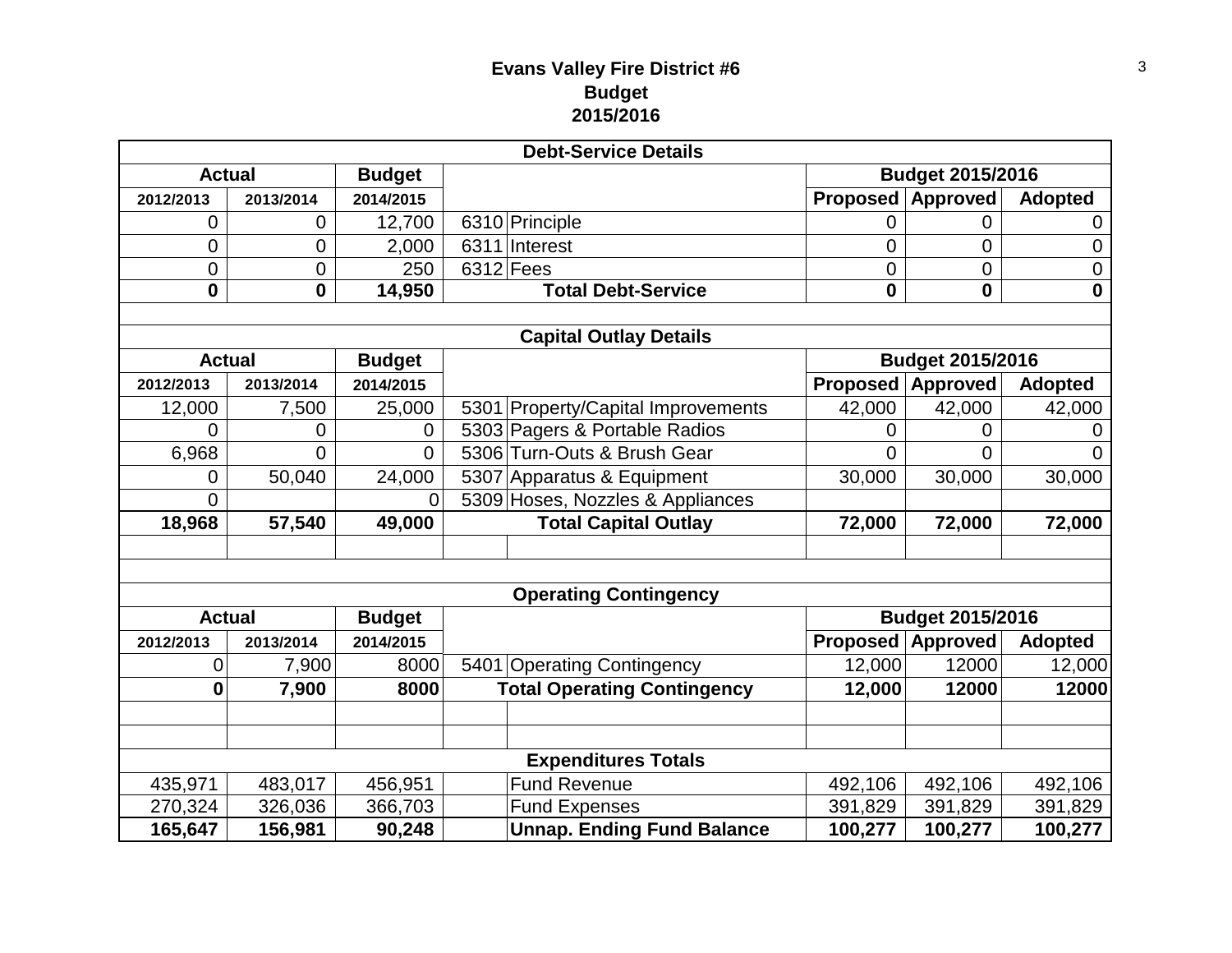# Evans Valley Fire District #6
## Budget
## 2015/2016

| Debt-Service Details | | | | | | | |
|---|---|---|---|---|---|---|---|
| Actual | | Budget | | | Budget 2015/2016 | | |
| 2012/2013 | 2013/2014 | 2014/2015 | | | Proposed | Approved | Adopted |
| 0 | 0 | 12,700 | 6310 | Principle | 0 | 0 | 0 |
| 0 | 0 | 2,000 | 6311 | Interest | 0 | 0 | 0 |
| 0 | 0 | 250 | 6312 | Fees | 0 | 0 | 0 |
| **0** | **0** | **14,950** | | **Total Debt-Service** | **0** | **0** | **0** |

| Capital Outlay Details | | | | | | | |
|---|---|---|---|---|---|---|---|
| Actual | | Budget | | | Budget 2015/2016 | | |
| 2012/2013 | 2013/2014 | 2014/2015 | | | Proposed | Approved | Adopted |
| 12,000 | 7,500 | 25,000 | 5301 | Property/Capital Improvements | 42,000 | 42,000 | 42,000 |
| 0 | 0 | 0 | 5303 | Pagers & Portable Radios | 0 | 0 | 0 |
| 6,968 | 0 | 0 | 5306 | Turn-Outs & Brush Gear | 0 | 0 | 0 |
| 0 | 50,040 | 24,000 | 5307 | Apparatus & Equipment | 30,000 | 30,000 | 30,000 |
| 0 | | 0 | 5309 | Hoses, Nozzles & Appliances | | | |
| **18,968** | **57,540** | **49,000** | | **Total Capital Outlay** | **72,000** | **72,000** | **72,000** |

| Operating Contingency | | | | | | | |
|---|---|---|---|---|---|---|---|
| Actual | | Budget | | | Budget 2015/2016 | | |
| 2012/2013 | 2013/2014 | 2014/2015 | | | Proposed | Approved | Adopted |
| 0 | 7,900 | 8000 | 5401 | Operating Contingency | 12,000 | 12000 | 12,000 |
| **0** | **7,900** | **8000** | | **Total Operating Contingency** | **12,000** | **12000** | **12000** |

| Expenditures Totals | | | | | | | |
|---|---|---|---|---|---|---|---|
| 435,971 | 483,017 | 456,951 | | Fund Revenue | 492,106 | 492,106 | 492,106 |
| 270,324 | 326,036 | 366,703 | | Fund Expenses | 391,829 | 391,829 | 391,829 |
| **165,647** | **156,981** | **90,248** | | **Unnap. Ending Fund Balance** | **100,277** | **100,277** | **100,277** |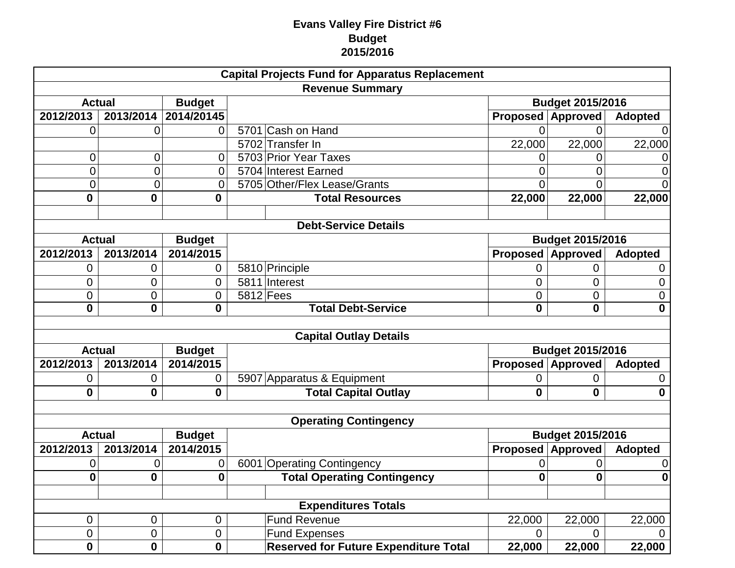**Evans Valley Fire District #6**
**Budget**
**2015/2016**

| Capital Projects Fund for Apparatus Replacement | | | | | | | |
|---|---|---|---|---|---|---|---|
| **Revenue Summary** | | | | | | | |
| **Actual** | | **Budget** | | | **Budget 2015/2016** | | |
| **2012/2013** | **2013/2014** | **2014/20145** | | | **Proposed** | **Approved** | **Adopted** |
| 0 | 0 | 0 | 5701 | Cash on Hand | 0 | 0 | 0 |
| | | | 5702 | Transfer In | 22,000 | 22,000 | 22,000 |
| 0 | 0 | 0 | 5703 | Prior Year Taxes | 0 | 0 | 0 |
| 0 | 0 | 0 | 5704 | Interest Earned | 0 | 0 | 0 |
| 0 | 0 | 0 | 5705 | Other/Flex Lease/Grants | 0 | 0 | 0 |
| **0** | **0** | **0** | | **Total Resources** | **22,000** | **22,000** | **22,000** |
| | | | | | | | |
| **Debt-Service Details** | | | | | | | |
| **Actual** | | **Budget** | | | **Budget 2015/2016** | | |
| **2012/2013** | **2013/2014** | **2014/2015** | | | **Proposed** | **Approved** | **Adopted** |
| 0 | 0 | 0 | 5810 | Principle | 0 | 0 | 0 |
| 0 | 0 | 0 | 5811 | Interest | 0 | 0 | 0 |
| 0 | 0 | 0 | 5812 | Fees | 0 | 0 | 0 |
| **0** | **0** | **0** | | **Total Debt-Service** | **0** | **0** | **0** |
| | | | | | | | |
| **Capital Outlay Details** | | | | | | | |
| **Actual** | | **Budget** | | | **Budget 2015/2016** | | |
| **2012/2013** | **2013/2014** | **2014/2015** | | | **Proposed** | **Approved** | **Adopted** |
| 0 | 0 | 0 | 5907 | Apparatus & Equipment | 0 | 0 | 0 |
| **0** | **0** | **0** | | **Total Capital Outlay** | **0** | **0** | **0** |
| | | | | | | | |
| **Operating Contingency** | | | | | | | |
| **Actual** | | **Budget** | | | **Budget 2015/2016** | | |
| **2012/2013** | **2013/2014** | **2014/2015** | | | **Proposed** | **Approved** | **Adopted** |
| 0 | 0 | 0 | 6001 | Operating Contingency | 0 | 0 | 0 |
| **0** | **0** | **0** | | **Total Operating Contingency** | **0** | **0** | **0** |
| | | | | | | | |
| **Expenditures Totals** | | | | | | | |
| 0 | 0 | 0 | | Fund Revenue | 22,000 | 22,000 | 22,000 |
| 0 | 0 | 0 | | Fund Expenses | 0 | 0 | 0 |
| **0** | **0** | **0** | | **Reserved for Future Expenditure Total** | **22,000** | **22,000** | **22,000** |